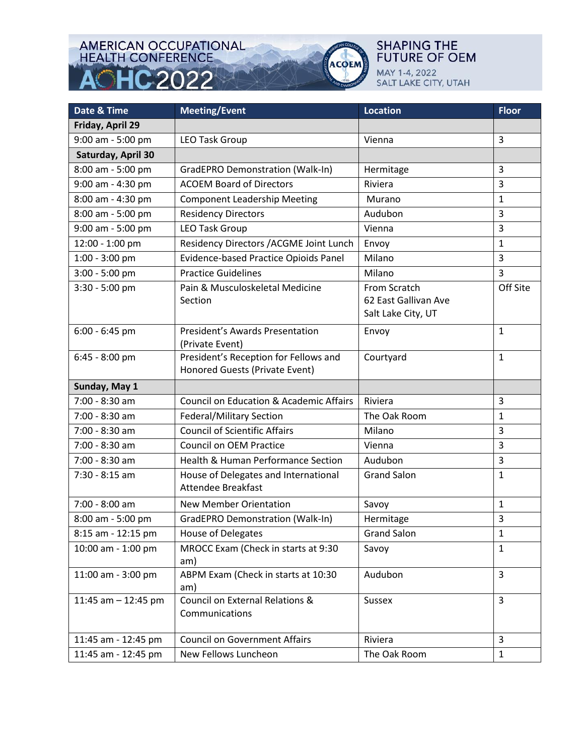AMERICAN OCCUPATIONAL HEALTH CONFERENCE

AOHC 2022

SHAPING THE FUTURE OF OEM

MAY 1-4, 2022
SALT LAKE CITY, UTAH

| Date & Time | Meeting/Event | Location | Floor |
|---|---|---|---|
| **Friday, April 29** | | | |
| 9:00 am - 5:00 pm | LEO Task Group | Vienna | 3 |
| **Saturday, April 30** | | | |
| 8:00 am - 5:00 pm | GradEPRO Demonstration (Walk-In) | Hermitage | 3 |
| 9:00 am - 4:30 pm | ACOEM Board of Directors | Riviera | 3 |
| 8:00 am - 4:30 pm | Component Leadership Meeting | Murano | 1 |
| 8:00 am - 5:00 pm | Residency Directors | Audubon | 3 |
| 9:00 am - 5:00 pm | LEO Task Group | Vienna | 3 |
| 12:00 - 1:00 pm | Residency Directors /ACGME Joint Lunch | Envoy | 1 |
| 1:00 - 3:00 pm | Evidence-based Practice Opioids Panel | Milano | 3 |
| 3:00 - 5:00 pm | Practice Guidelines | Milano | 3 |
| 3:30 - 5:00 pm | Pain & Musculoskeletal Medicine Section | From Scratch 62 East Gallivan Ave Salt Lake City, UT | Off Site |
| 6:00 - 6:45 pm | President's Awards Presentation (Private Event) | Envoy | 1 |
| 6:45 - 8:00 pm | President's Reception for Fellows and Honored Guests (Private Event) | Courtyard | 1 |
| **Sunday, May 1** | | | |
| 7:00 - 8:30 am | Council on Education & Academic Affairs | Riviera | 3 |
| 7:00 - 8:30 am | Federal/Military Section | The Oak Room | 1 |
| 7:00 - 8:30 am | Council of Scientific Affairs | Milano | 3 |
| 7:00 - 8:30 am | Council on OEM Practice | Vienna | 3 |
| 7:00 - 8:30 am | Health & Human Performance Section | Audubon | 3 |
| 7:30 - 8:15 am | House of Delegates and International Attendee Breakfast | Grand Salon | 1 |
| 7:00 - 8:00 am | New Member Orientation | Savoy | 1 |
| 8:00 am - 5:00 pm | GradEPRO Demonstration (Walk-In) | Hermitage | 3 |
| 8:15 am - 12:15 pm | House of Delegates | Grand Salon | 1 |
| 10:00 am - 1:00 pm | MROCC Exam (Check in starts at 9:30 am) | Savoy | 1 |
| 11:00 am - 3:00 pm | ABPM Exam (Check in starts at 10:30 am) | Audubon | 3 |
| 11:45 am – 12:45 pm | Council on External Relations & Communications | Sussex | 3 |
| 11:45 am - 12:45 pm | Council on Government Affairs | Riviera | 3 |
| 11:45 am - 12:45 pm | New Fellows Luncheon | The Oak Room | 1 |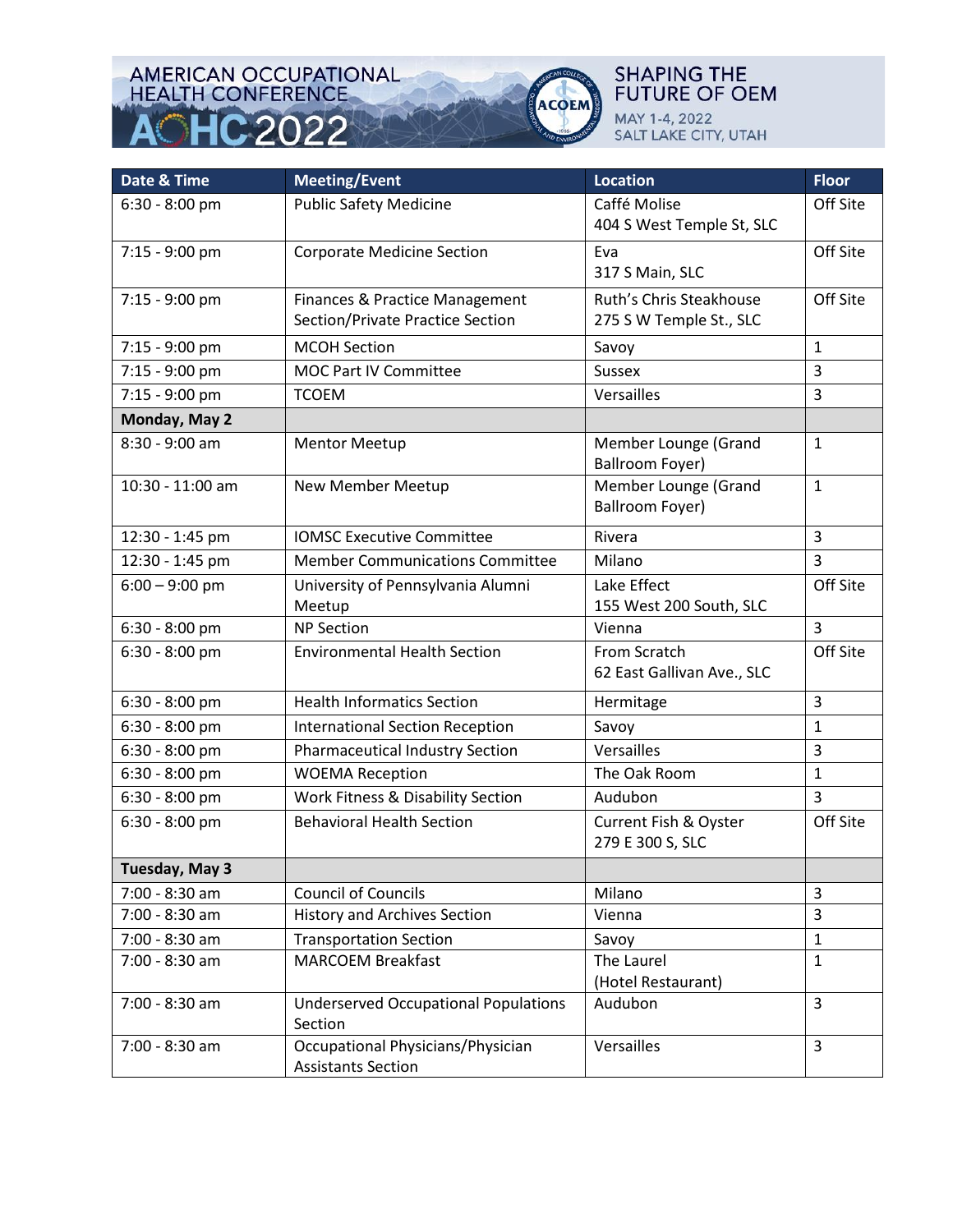AMERICAN OCCUPATIONAL HEALTH CONFERENCE AOHC 2022

SHAPING THE FUTURE OF OEM
MAY 1-4, 2022
SALT LAKE CITY, UTAH

| Date & Time | Meeting/Event | Location | Floor |
|---|---|---|---|
| 6:30 - 8:00 pm | Public Safety Medicine | Caffé Molise<br>404 S West Temple St, SLC | Off Site |
| 7:15 - 9:00 pm | Corporate Medicine Section | Eva<br>317 S Main, SLC | Off Site |
| 7:15 - 9:00 pm | Finances & Practice Management Section/Private Practice Section | Ruth's Chris Steakhouse<br>275 S W Temple St., SLC | Off Site |
| 7:15 - 9:00 pm | MCOH Section | Savoy | 1 |
| 7:15 - 9:00 pm | MOC Part IV Committee | Sussex | 3 |
| 7:15 - 9:00 pm | TCOEM | Versailles | 3 |
| **Monday, May 2** | | | |
| 8:30 - 9:00 am | Mentor Meetup | Member Lounge (Grand Ballroom Foyer) | 1 |
| 10:30 - 11:00 am | New Member Meetup | Member Lounge (Grand Ballroom Foyer) | 1 |
| 12:30 - 1:45 pm | IOMSC Executive Committee | Rivera | 3 |
| 12:30 - 1:45 pm | Member Communications Committee | Milano | 3 |
| 6:00 – 9:00 pm | University of Pennsylvania Alumni Meetup | Lake Effect<br>155 West 200 South, SLC | Off Site |
| 6:30 - 8:00 pm | NP Section | Vienna | 3 |
| 6:30 - 8:00 pm | Environmental Health Section | From Scratch<br>62 East Gallivan Ave., SLC | Off Site |
| 6:30 - 8:00 pm | Health Informatics Section | Hermitage | 3 |
| 6:30 - 8:00 pm | International Section Reception | Savoy | 1 |
| 6:30 - 8:00 pm | Pharmaceutical Industry Section | Versailles | 3 |
| 6:30 - 8:00 pm | WOEMA Reception | The Oak Room | 1 |
| 6:30 - 8:00 pm | Work Fitness & Disability Section | Audubon | 3 |
| 6:30 - 8:00 pm | Behavioral Health Section | Current Fish & Oyster<br>279 E 300 S, SLC | Off Site |
| **Tuesday, May 3** | | | |
| 7:00 - 8:30 am | Council of Councils | Milano | 3 |
| 7:00 - 8:30 am | History and Archives Section | Vienna | 3 |
| 7:00 - 8:30 am | Transportation Section | Savoy | 1 |
| 7:00 - 8:30 am | MARCOEM Breakfast | The Laurel<br>(Hotel Restaurant) | 1 |
| 7:00 - 8:30 am | Underserved Occupational Populations Section | Audubon | 3 |
| 7:00 - 8:30 am | Occupational Physicians/Physician Assistants Section | Versailles | 3 |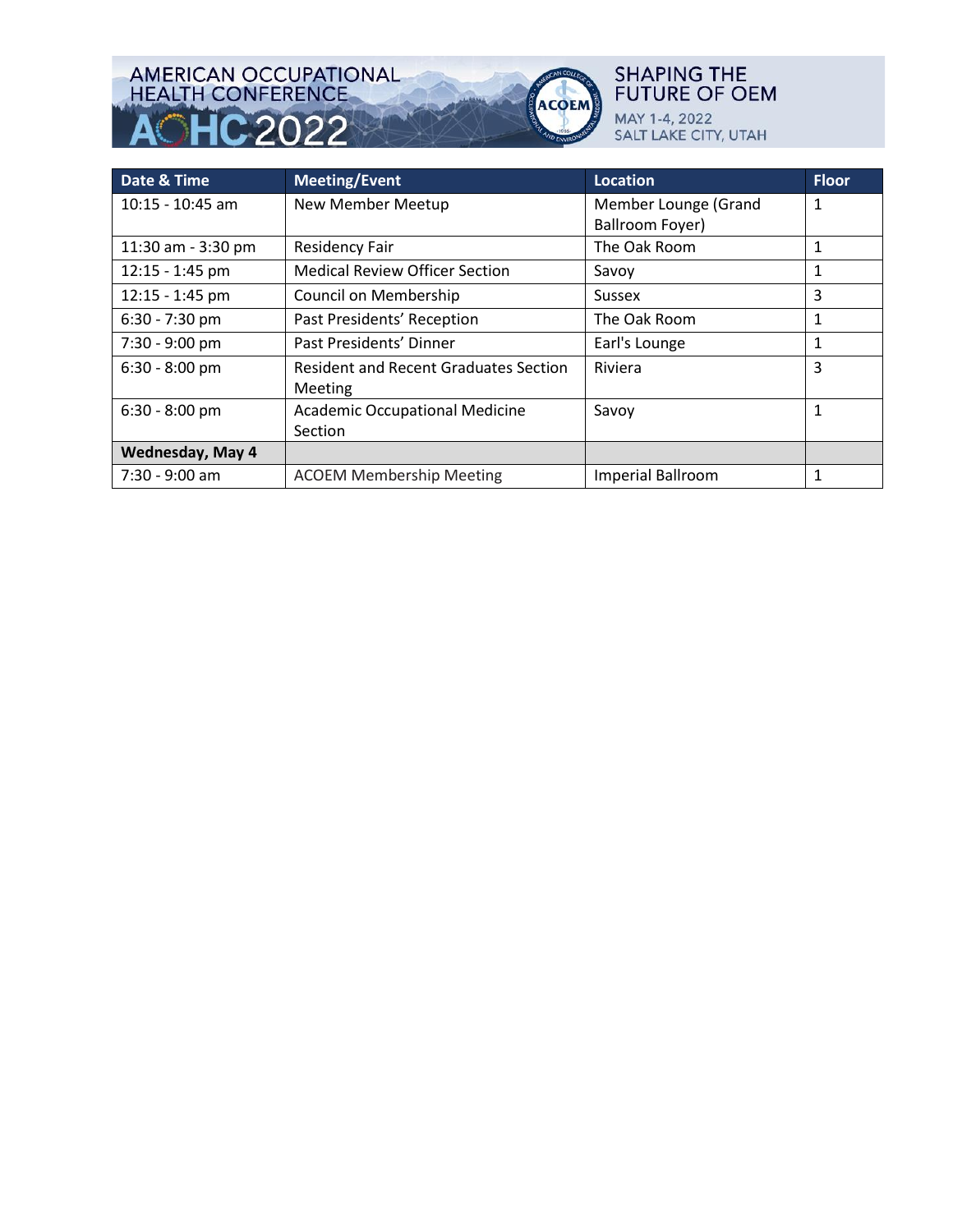| Date & Time | Meeting/Event | Location | Floor |
| --- | --- | --- | --- |
| 10:15 - 10:45 am | New Member Meetup | Member Lounge (Grand Ballroom Foyer) | 1 |
| 11:30 am - 3:30 pm | Residency Fair | The Oak Room | 1 |
| 12:15 - 1:45 pm | Medical Review Officer Section | Savoy | 1 |
| 12:15 - 1:45 pm | Council on Membership | Sussex | 3 |
| 6:30 - 7:30 pm | Past Presidents' Reception | The Oak Room | 1 |
| 7:30 - 9:00 pm | Past Presidents' Dinner | Earl's Lounge | 1 |
| 6:30 - 8:00 pm | Resident and Recent Graduates Section Meeting | Riviera | 3 |
| 6:30 - 8:00 pm | Academic Occupational Medicine Section | Savoy | 1 |
| **Wednesday, May 4** | | | |
| 7:30 - 9:00 am | ACOEM Membership Meeting | Imperial Ballroom | 1 |